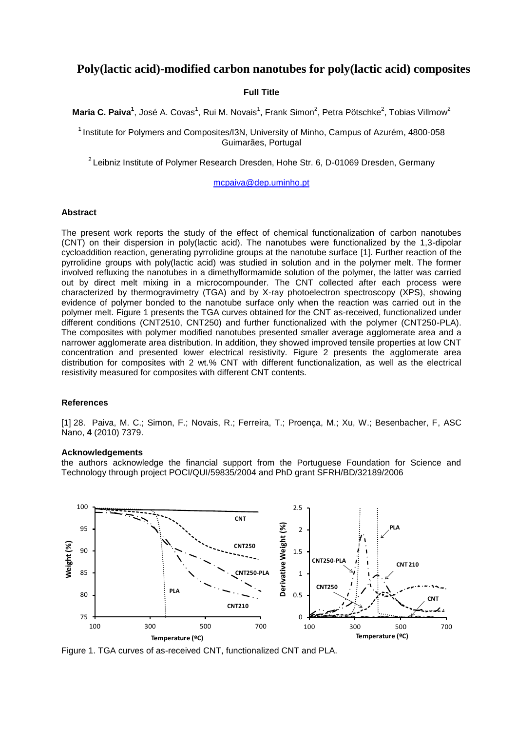# Poly(lactic acid)-modified carbon nanotubes for poly(lactic acid) composites

**Full Title**

**Maria C. Paiva[1]**, José A. Covas[1], Rui M. Novais[1], Frank Simon[2], Petra Pötschke[2], Tobias Villmow[2]

[1] Institute for Polymers and Composites/I3N, University of Minho, Campus of Azurém, 4800-058 Guimarães, Portugal

[2] Leibniz Institute of Polymer Research Dresden, Hohe Str. 6, D-01069 Dresden, Germany

mcpaiva@dep.uminho.pt

### Abstract

The present work reports the study of the effect of chemical functionalization of carbon nanotubes (CNT) on their dispersion in poly(lactic acid). The nanotubes were functionalized by the 1,3-dipolar cycloaddition reaction, generating pyrrolidine groups at the nanotube surface [1]. Further reaction of the pyrrolidine groups with poly(lactic acid) was studied in solution and in the polymer melt. The former involved refluxing the nanotubes in a dimethylformamide solution of the polymer, the latter was carried out by direct melt mixing in a microcompounder. The CNT collected after each process were characterized by thermogravimetry (TGA) and by X-ray photoelectron spectroscopy (XPS), showing evidence of polymer bonded to the nanotube surface only when the reaction was carried out in the polymer melt. Figure 1 presents the TGA curves obtained for the CNT as-received, functionalized under different conditions (CNT2510, CNT250) and further functionalized with the polymer (CNT250-PLA). The composites with polymer modified nanotubes presented smaller average agglomerate area and a narrower agglomerate area distribution. In addition, they showed improved tensile properties at low CNT concentration and presented lower electrical resistivity. Figure 2 presents the agglomerate area distribution for composites with 2 wt.% CNT with different functionalization, as well as the electrical resistivity measured for composites with different CNT contents.

### References

[1] 28. Paiva, M. C.; Simon, F.; Novais, R.; Ferreira, T.; Proença, M.; Xu, W.; Besenbacher, F, ASC Nano, **4** (2010) 7379.

### Acknowledgements

the authors acknowledge the financial support from the Portuguese Foundation for Science and Technology through project POCI/QUI/59835/2004 and PhD grant SFRH/BD/32189/2006

Figure 1. TGA curves of as-received CNT, functionalized CNT and PLA.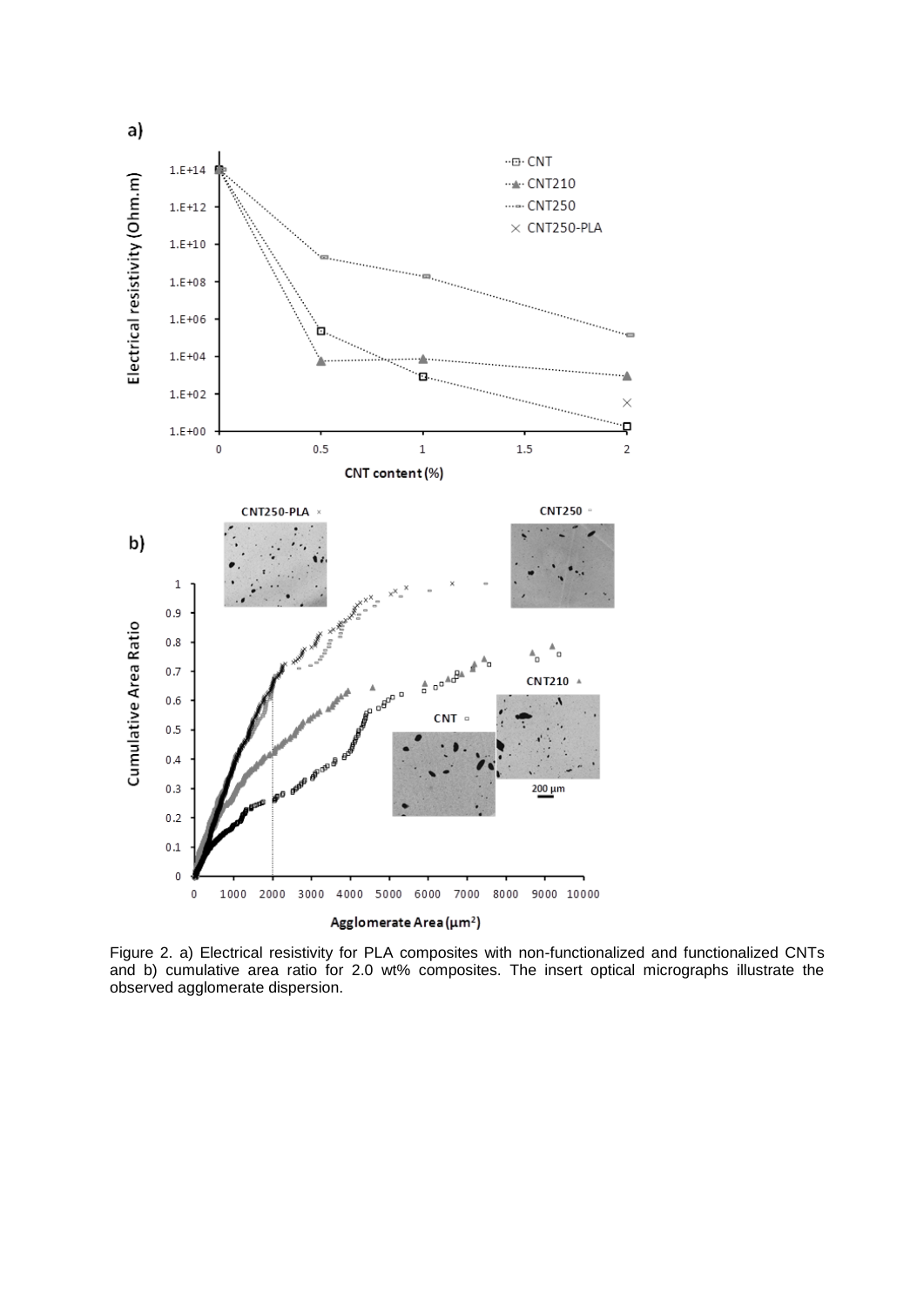a)

Electrical resistivity (Ohm.m)

1.E+14
1.E+12
1.E+10
1.E+08
1.E+06
1.E+04
1.E+02
1.E+00

0 0.5 1 1.5 2

CNT content (%)

CNT
CNT210
CNT250
CNT250-PLA

b)

CNT250-PLA

CNT250

CNT210

CNT

200 µm

Cumulative Area Ratio

0 0.1 0.2 0.3 0.4 0.5 0.6 0.7 0.8 0.9 1

0 1000 2000 3000 4000 5000 6000 7000 8000 9000 10000

Agglomerate Area (µm²)

Figure 2. a) Electrical resistivity for PLA composites with non-functionalized and functionalized CNTs and b) cumulative area ratio for 2.0 wt% composites. The insert optical micrographs illustrate the observed agglomerate dispersion.